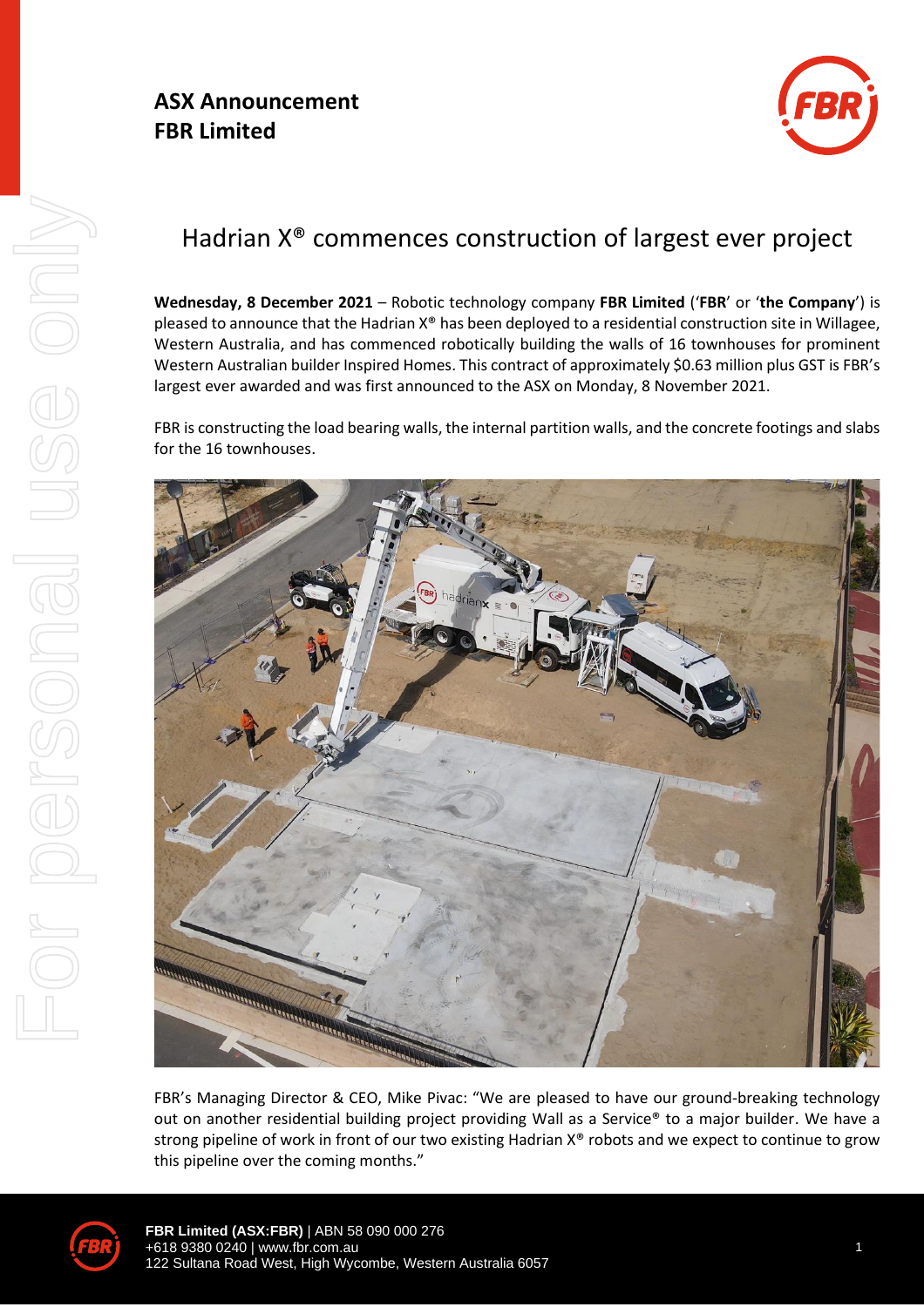**ASX Announcement**
**FBR Limited**

# Hadrian X® commences construction of largest ever project

**Wednesday, 8 December 2021** – Robotic technology company **FBR Limited** ('**FBR**' or '**the Company**') is pleased to announce that the Hadrian X® has been deployed to a residential construction site in Willagee, Western Australia, and has commenced robotically building the walls of 16 townhouses for prominent Western Australian builder Inspired Homes. This contract of approximately $0.63 million plus GST is FBR's largest ever awarded and was first announced to the ASX on Monday, 8 November 2021.

FBR is constructing the load bearing walls, the internal partition walls, and the concrete footings and slabs for the 16 townhouses.

FBR's Managing Director & CEO, Mike Pivac: "We are pleased to have our ground-breaking technology out on another residential building project providing Wall as a Service® to a major builder. We have a strong pipeline of work in front of our two existing Hadrian X® robots and we expect to continue to grow this pipeline over the coming months."

**FBR Limited (ASX:FBR)** | ABN 58 090 000 276
+618 9380 0240 | www.fbr.com.au
122 Sultana Road West, High Wycombe, Western Australia 6057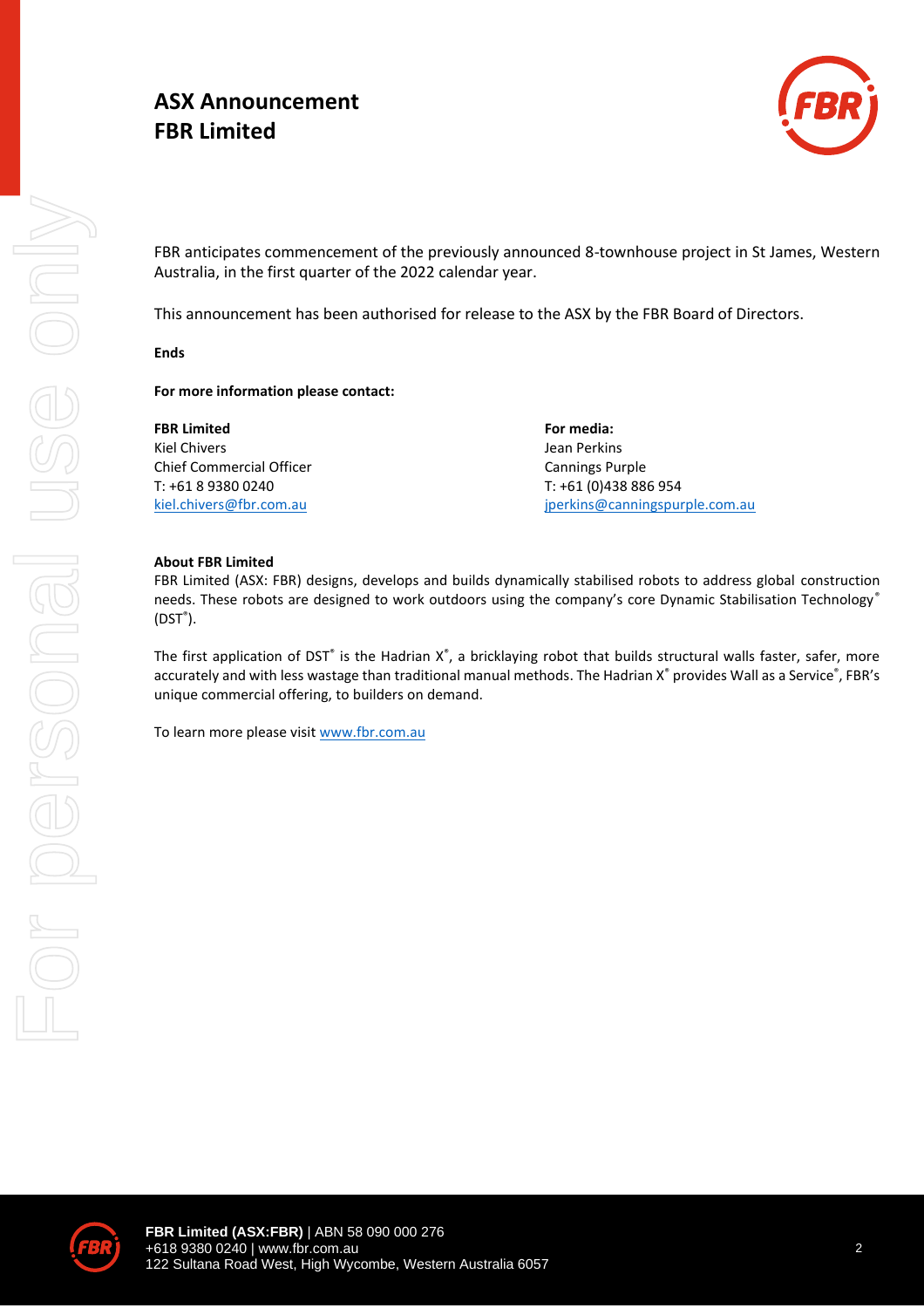FBR anticipates commencement of the previously announced 8-townhouse project in St James, Western Australia, in the first quarter of the 2022 calendar year.

This announcement has been authorised for release to the ASX by the FBR Board of Directors.

**Ends**

**For more information please contact:**

**FBR Limited**
Kiel Chivers
Chief Commercial Officer
T: +61 8 9380 0240
kiel.chivers@fbr.com.au

**For media:**
Jean Perkins
Cannings Purple
T: +61 (0)438 886 954
jperkins@canningspurple.com.au

**About FBR Limited**

FBR Limited (ASX: FBR) designs, develops and builds dynamically stabilised robots to address global construction needs. These robots are designed to work outdoors using the company's core Dynamic Stabilisation Technology® (DST®).

The first application of DST® is the Hadrian X®, a bricklaying robot that builds structural walls faster, safer, more accurately and with less wastage than traditional manual methods. The Hadrian X® provides Wall as a Service®, FBR's unique commercial offering, to builders on demand.

To learn more please visit www.fbr.com.au